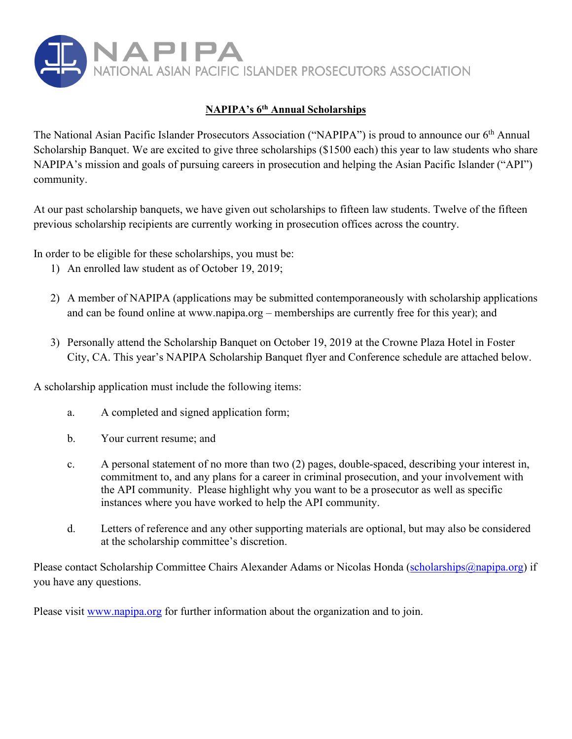NAPIPA
NATIONAL ASIAN PACIFIC ISLANDER PROSECUTORS ASSOCIATION

# NAPIPA's 6th Annual Scholarships

The National Asian Pacific Islander Prosecutors Association ("NAPIPA") is proud to announce our 6th Annual Scholarship Banquet. We are excited to give three scholarships ($1500 each) this year to law students who share NAPIPA's mission and goals of pursuing careers in prosecution and helping the Asian Pacific Islander ("API") community.

At our past scholarship banquets, we have given out scholarships to fifteen law students. Twelve of the fifteen previous scholarship recipients are currently working in prosecution offices across the country.

In order to be eligible for these scholarships, you must be:

1) An enrolled law student as of October 19, 2019;

2) A member of NAPIPA (applications may be submitted contemporaneously with scholarship applications and can be found online at www.napipa.org – memberships are currently free for this year); and

3) Personally attend the Scholarship Banquet on October 19, 2019 at the Crowne Plaza Hotel in Foster City, CA. This year's NAPIPA Scholarship Banquet flyer and Conference schedule are attached below.

A scholarship application must include the following items:

a. A completed and signed application form;

b. Your current resume; and

c. A personal statement of no more than two (2) pages, double-spaced, describing your interest in, commitment to, and any plans for a career in criminal prosecution, and your involvement with the API community. Please highlight why you want to be a prosecutor as well as specific instances where you have worked to help the API community.

d. Letters of reference and any other supporting materials are optional, but may also be considered at the scholarship committee's discretion.

Please contact Scholarship Committee Chairs Alexander Adams or Nicolas Honda (scholarships@napipa.org) if you have any questions.

Please visit www.napipa.org for further information about the organization and to join.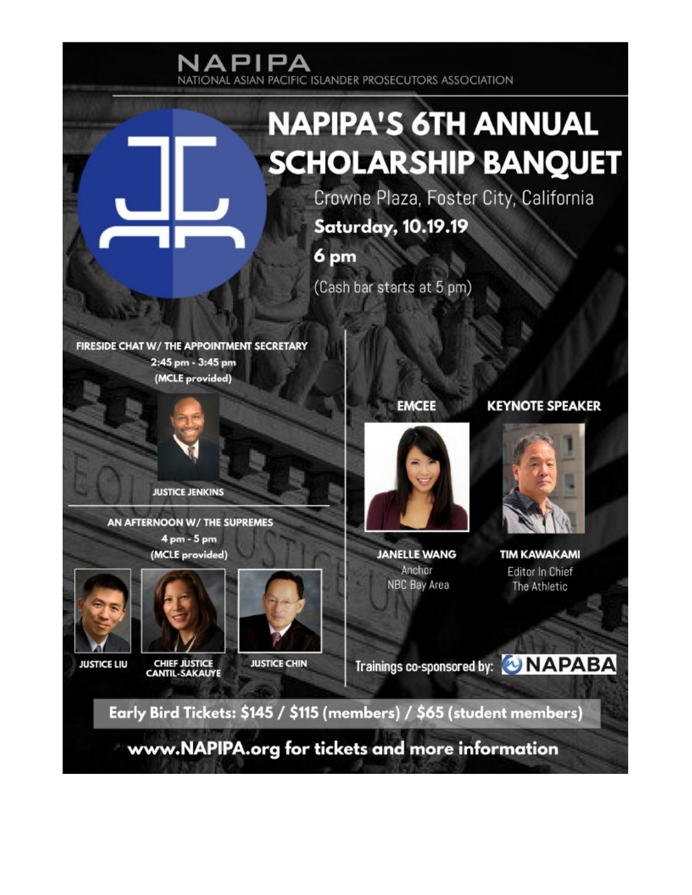# NAPIPA

NATIONAL ASIAN PACIFIC ISLANDER PROSECUTORS ASSOCIATION

# NAPIPA'S 6TH ANNUAL SCHOLARSHIP BANQUET

Crowne Plaza, Foster City, California

**Saturday, 10.19.19**

**6 pm**

(Cash bar starts at 5 pm)

**FIRESIDE CHAT W/ THE APPOINTMENT SECRETARY**
**2:45 pm - 3:45 pm**
**(MCLE provided)**

**JUSTICE JENKINS**

**AN AFTERNOON W/ THE SUPREMES**
**4 pm - 5 pm**
**(MCLE provided)**

**JUSTICE LIU** | **CHIEF JUSTICE CANTIL-SAKAUYE** | **JUSTICE CHIN**

**EMCEE**

**JANELLE WANG**
Anchor
NBC Bay Area

**KEYNOTE SPEAKER**

**TIM KAWAKAMI**
Editor In Chief
The Athletic

Trainings co-sponsored by: NAPABA

**Early Bird Tickets: $145 / $115 (members) / $65 (student members)**

**www.NAPIPA.org for tickets and more information**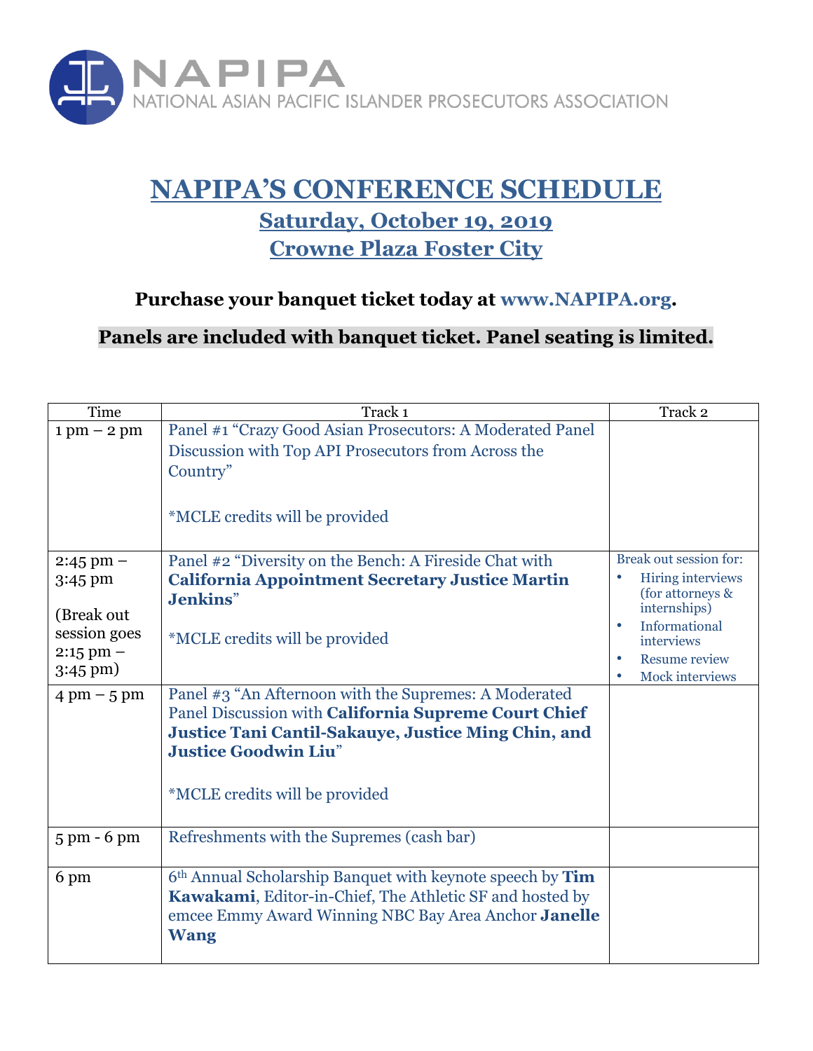NAPIPA
NATIONAL ASIAN PACIFIC ISLANDER PROSECUTORS ASSOCIATION

# NAPIPA'S CONFERENCE SCHEDULE

## Saturday, October 19, 2019

## Crowne Plaza Foster City

**Purchase your banquet ticket today at www.NAPIPA.org.**

**Panels are included with banquet ticket. Panel seating is limited.**

| Time | Track 1 | Track 2 |
|---|---|---|
| 1 pm – 2 pm | Panel #1 "Crazy Good Asian Prosecutors: A Moderated Panel Discussion with Top API Prosecutors from Across the Country"<br><br>*MCLE credits will be provided | |
| 2:45 pm – 3:45 pm<br><br>(Break out session goes 2:15 pm – 3:45 pm) | Panel #2 "Diversity on the Bench: A Fireside Chat with **California Appointment Secretary Justice Martin Jenkins**"<br><br>*MCLE credits will be provided | Break out session for:<br>• Hiring interviews (for attorneys & internships)<br>• Informational interviews<br>• Resume review<br>• Mock interviews |
| 4 pm – 5 pm | Panel #3 "An Afternoon with the Supremes: A Moderated Panel Discussion with **California Supreme Court Chief Justice Tani Cantil-Sakauye, Justice Ming Chin, and Justice Goodwin Liu**"<br><br>*MCLE credits will be provided | |
| 5 pm - 6 pm | Refreshments with the Supremes (cash bar) | |
| 6 pm | 6th Annual Scholarship Banquet with keynote speech by **Tim Kawakami**, Editor-in-Chief, The Athletic SF and hosted by emcee Emmy Award Winning NBC Bay Area Anchor **Janelle Wang** | |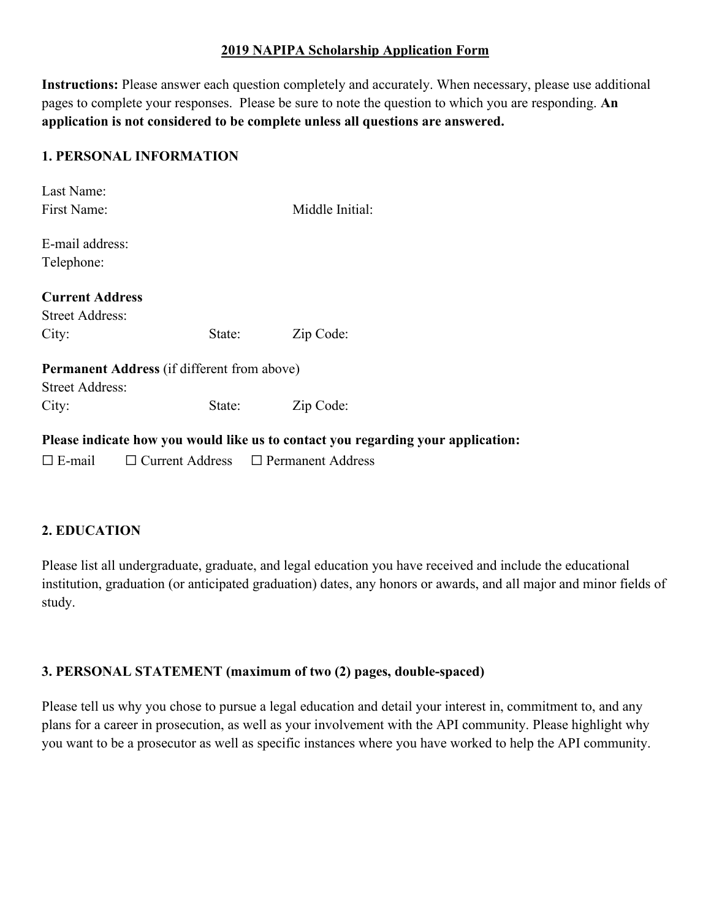**2019 NAPIPA Scholarship Application Form**

**Instructions:** Please answer each question completely and accurately. When necessary, please use additional pages to complete your responses. Please be sure to note the question to which you are responding. **An application is not considered to be complete unless all questions are answered.**

## 1. PERSONAL INFORMATION

Last Name:
First Name: Middle Initial:

E-mail address:
Telephone:

**Current Address**
Street Address:
City: State: Zip Code:

**Permanent Address** (if different from above)
Street Address:
City: State: Zip Code:

**Please indicate how you would like us to contact you regarding your application:**

☐ E-mail ☐ Current Address ☐ Permanent Address

## 2. EDUCATION

Please list all undergraduate, graduate, and legal education you have received and include the educational institution, graduation (or anticipated graduation) dates, any honors or awards, and all major and minor fields of study.

## 3. PERSONAL STATEMENT (maximum of two (2) pages, double-spaced)

Please tell us why you chose to pursue a legal education and detail your interest in, commitment to, and any plans for a career in prosecution, as well as your involvement with the API community. Please highlight why you want to be a prosecutor as well as specific instances where you have worked to help the API community.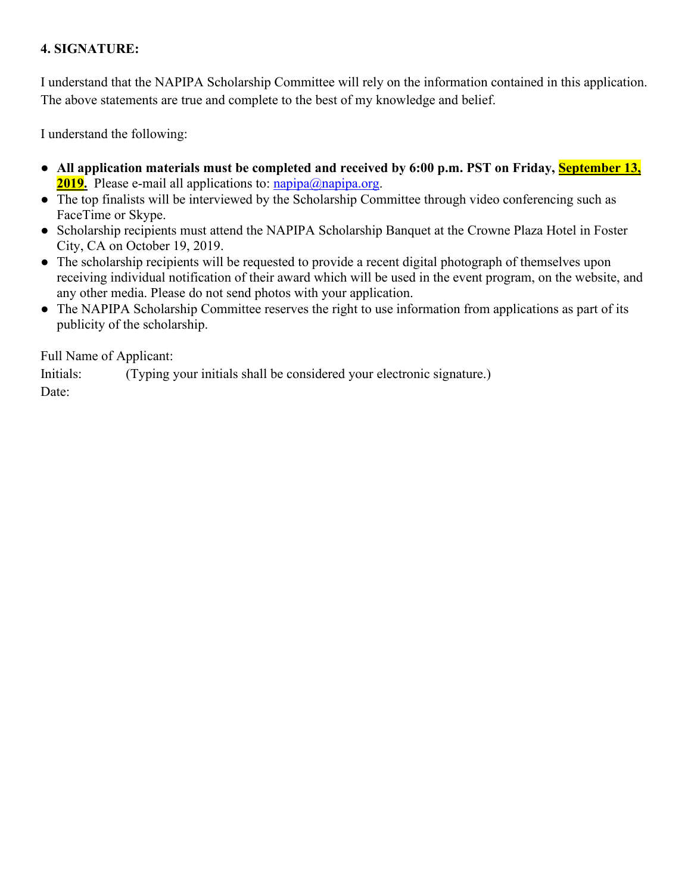**4. SIGNATURE:**

I understand that the NAPIPA Scholarship Committee will rely on the information contained in this application. The above statements are true and complete to the best of my knowledge and belief.

I understand the following:

- **All application materials must be completed and received by 6:00 p.m. PST on Friday, September 13, 2019.** Please e-mail all applications to: napipa@napipa.org.
- The top finalists will be interviewed by the Scholarship Committee through video conferencing such as FaceTime or Skype.
- Scholarship recipients must attend the NAPIPA Scholarship Banquet at the Crowne Plaza Hotel in Foster City, CA on October 19, 2019.
- The scholarship recipients will be requested to provide a recent digital photograph of themselves upon receiving individual notification of their award which will be used in the event program, on the website, and any other media. Please do not send photos with your application.
- The NAPIPA Scholarship Committee reserves the right to use information from applications as part of its publicity of the scholarship.

Full Name of Applicant:

Initials: (Typing your initials shall be considered your electronic signature.)

Date: